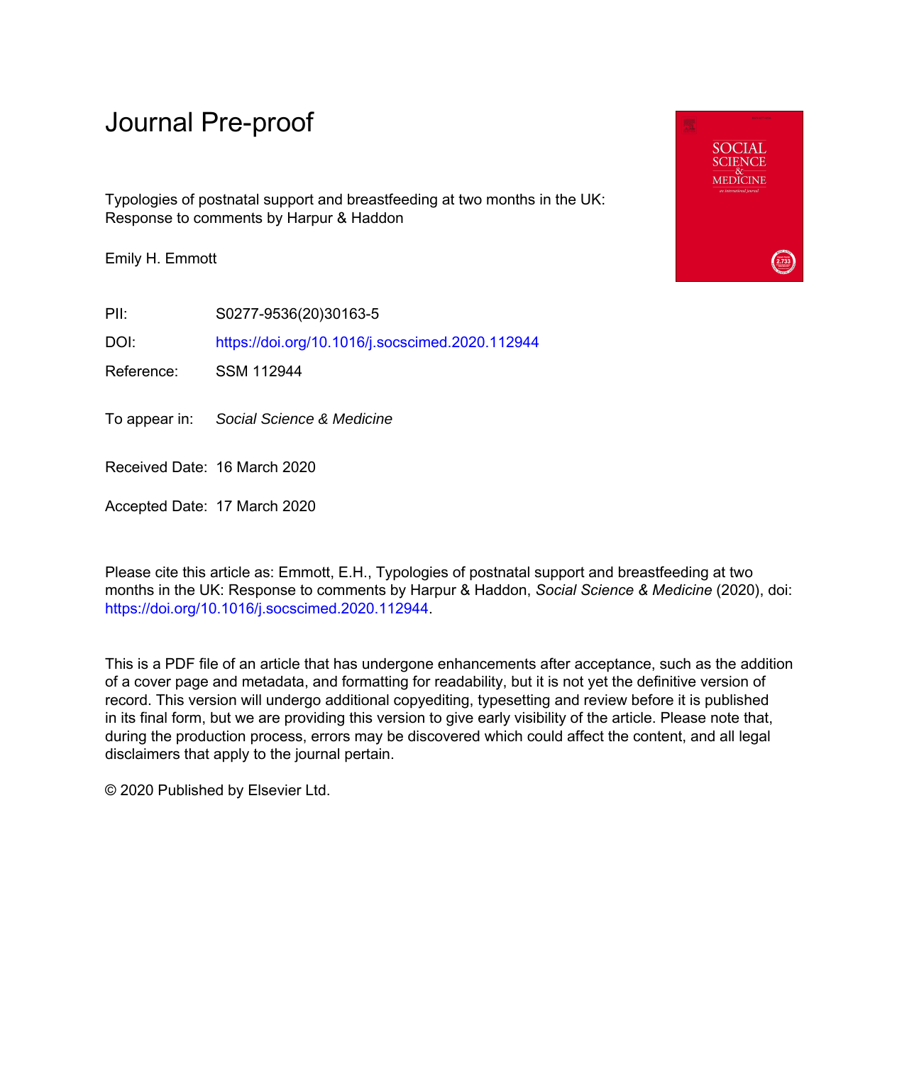# Journal Pre-proof

Typologies of postnatal support and breastfeeding at two months in the UK: Response to comments by Harpur & Haddon

Emily H. Emmott

PII: S0277-9536(20)30163-5

DOI: https://doi.org/10.1016/j.socscimed.2020.112944

Reference: SSM 112944

To appear in: *Social Science & Medicine*

Received Date: 16 March 2020

Accepted Date: 17 March 2020

Please cite this article as: Emmott, E.H., Typologies of postnatal support and breastfeeding at two months in the UK: Response to comments by Harpur & Haddon, *Social Science & Medicine* (2020), doi: https://doi.org/10.1016/j.socscimed.2020.112944.

This is a PDF file of an article that has undergone enhancements after acceptance, such as the addition of a cover page and metadata, and formatting for readability, but it is not yet the definitive version of record. This version will undergo additional copyediting, typesetting and review before it is published in its final form, but we are providing this version to give early visibility of the article. Please note that, during the production process, errors may be discovered which could affect the content, and all legal disclaimers that apply to the journal pertain.

© 2020 Published by Elsevier Ltd.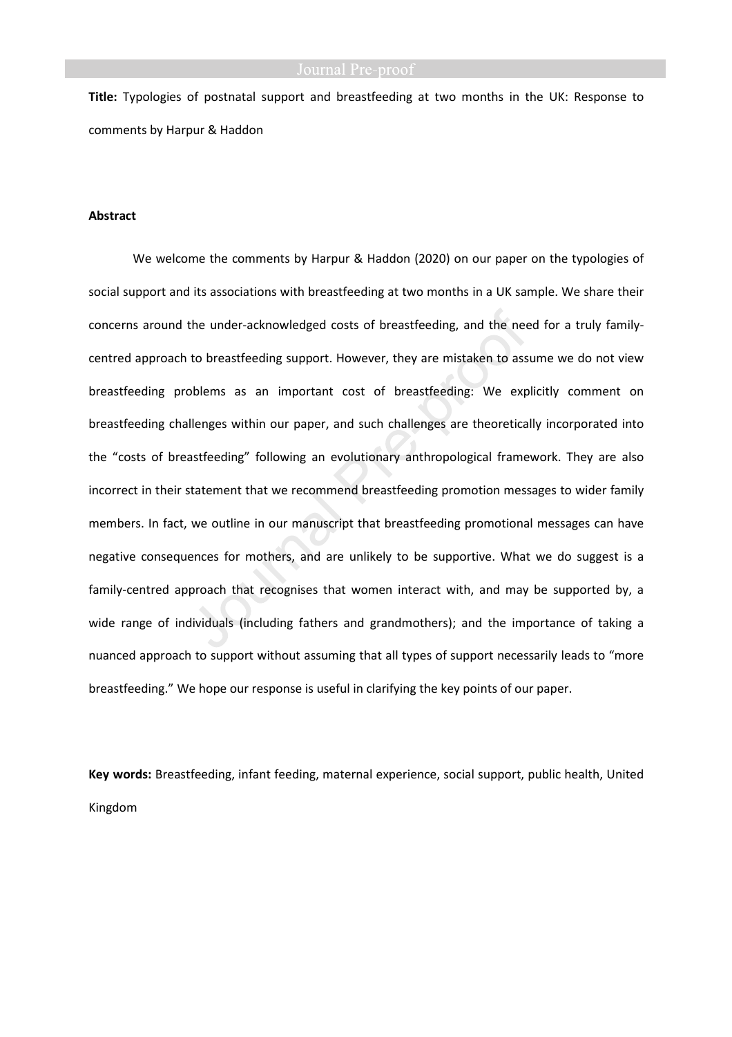**Title:** Typologies of postnatal support and breastfeeding at two months in the UK: Response to comments by Harpur & Haddon

**Abstract**

We welcome the comments by Harpur & Haddon (2020) on our paper on the typologies of social support and its associations with breastfeeding at two months in a UK sample. We share their concerns around the under-acknowledged costs of breastfeeding, and the need for a truly family-centred approach to breastfeeding support. However, they are mistaken to assume we do not view breastfeeding problems as an important cost of breastfeeding: We explicitly comment on breastfeeding challenges within our paper, and such challenges are theoretically incorporated into the "costs of breastfeeding" following an evolutionary anthropological framework. They are also incorrect in their statement that we recommend breastfeeding promotion messages to wider family members. In fact, we outline in our manuscript that breastfeeding promotional messages can have negative consequences for mothers, and are unlikely to be supportive. What we do suggest is a family-centred approach that recognises that women interact with, and may be supported by, a wide range of individuals (including fathers and grandmothers); and the importance of taking a nuanced approach to support without assuming that all types of support necessarily leads to "more breastfeeding." We hope our response is useful in clarifying the key points of our paper.

**Key words:** Breastfeeding, infant feeding, maternal experience, social support, public health, United Kingdom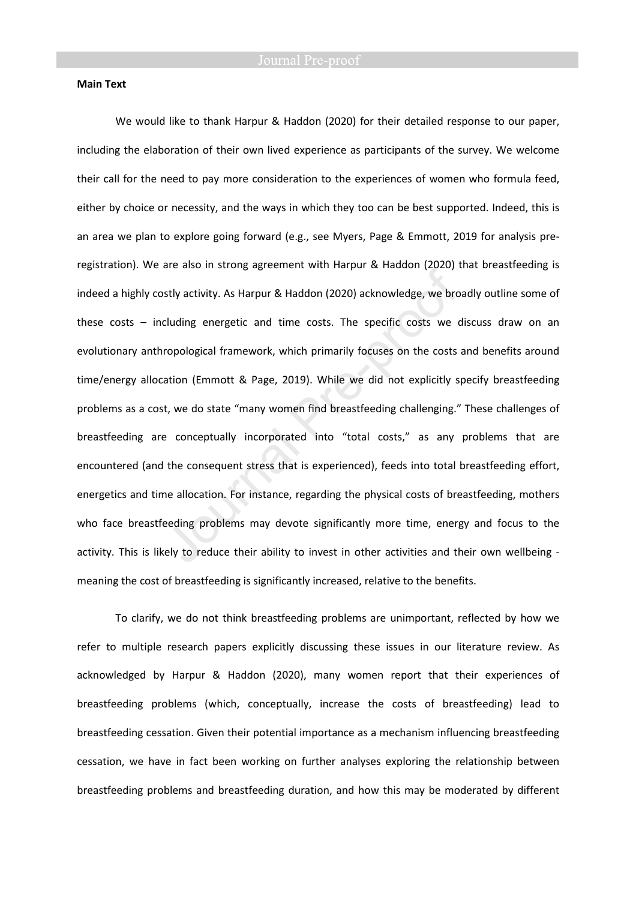**Main Text**

We would like to thank Harpur & Haddon (2020) for their detailed response to our paper, including the elaboration of their own lived experience as participants of the survey. We welcome their call for the need to pay more consideration to the experiences of women who formula feed, either by choice or necessity, and the ways in which they too can be best supported. Indeed, this is an area we plan to explore going forward (e.g., see Myers, Page & Emmott, 2019 for analysis pre-registration). We are also in strong agreement with Harpur & Haddon (2020) that breastfeeding is indeed a highly costly activity. As Harpur & Haddon (2020) acknowledge, we broadly outline some of these costs – including energetic and time costs. The specific costs we discuss draw on an evolutionary anthropological framework, which primarily focuses on the costs and benefits around time/energy allocation (Emmott & Page, 2019). While we did not explicitly specify breastfeeding problems as a cost, we do state "many women find breastfeeding challenging." These challenges of breastfeeding are conceptually incorporated into "total costs," as any problems that are encountered (and the consequent stress that is experienced), feeds into total breastfeeding effort, energetics and time allocation. For instance, regarding the physical costs of breastfeeding, mothers who face breastfeeding problems may devote significantly more time, energy and focus to the activity. This is likely to reduce their ability to invest in other activities and their own wellbeing - meaning the cost of breastfeeding is significantly increased, relative to the benefits.

To clarify, we do not think breastfeeding problems are unimportant, reflected by how we refer to multiple research papers explicitly discussing these issues in our literature review. As acknowledged by Harpur & Haddon (2020), many women report that their experiences of breastfeeding problems (which, conceptually, increase the costs of breastfeeding) lead to breastfeeding cessation. Given their potential importance as a mechanism influencing breastfeeding cessation, we have in fact been working on further analyses exploring the relationship between breastfeeding problems and breastfeeding duration, and how this may be moderated by different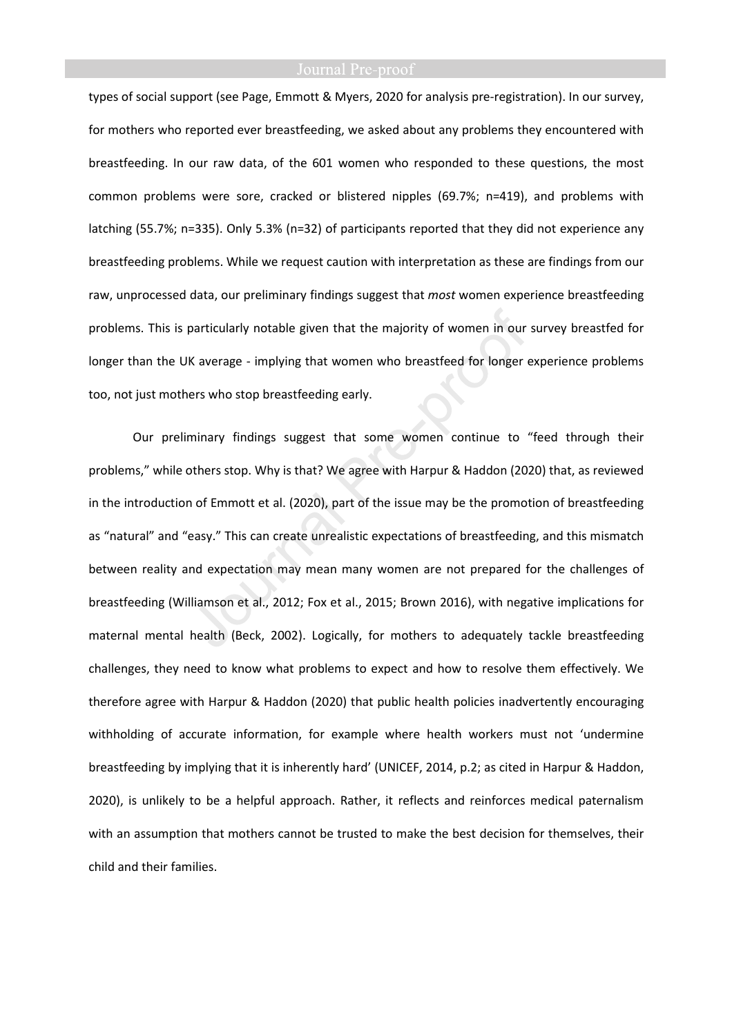types of social support (see Page, Emmott & Myers, 2020 for analysis pre-registration). In our survey, for mothers who reported ever breastfeeding, we asked about any problems they encountered with breastfeeding. In our raw data, of the 601 women who responded to these questions, the most common problems were sore, cracked or blistered nipples (69.7%; n=419), and problems with latching (55.7%; n=335). Only 5.3% (n=32) of participants reported that they did not experience any breastfeeding problems. While we request caution with interpretation as these are findings from our raw, unprocessed data, our preliminary findings suggest that *most* women experience breastfeeding problems. This is particularly notable given that the majority of women in our survey breastfed for longer than the UK average - implying that women who breastfeed for longer experience problems too, not just mothers who stop breastfeeding early.

Our preliminary findings suggest that some women continue to "feed through their problems," while others stop. Why is that? We agree with Harpur & Haddon (2020) that, as reviewed in the introduction of Emmott et al. (2020), part of the issue may be the promotion of breastfeeding as "natural" and "easy." This can create unrealistic expectations of breastfeeding, and this mismatch between reality and expectation may mean many women are not prepared for the challenges of breastfeeding (Williamson et al., 2012; Fox et al., 2015; Brown 2016), with negative implications for maternal mental health (Beck, 2002). Logically, for mothers to adequately tackle breastfeeding challenges, they need to know what problems to expect and how to resolve them effectively. We therefore agree with Harpur & Haddon (2020) that public health policies inadvertently encouraging withholding of accurate information, for example where health workers must not 'undermine breastfeeding by implying that it is inherently hard' (UNICEF, 2014, p.2; as cited in Harpur & Haddon, 2020), is unlikely to be a helpful approach. Rather, it reflects and reinforces medical paternalism with an assumption that mothers cannot be trusted to make the best decision for themselves, their child and their families.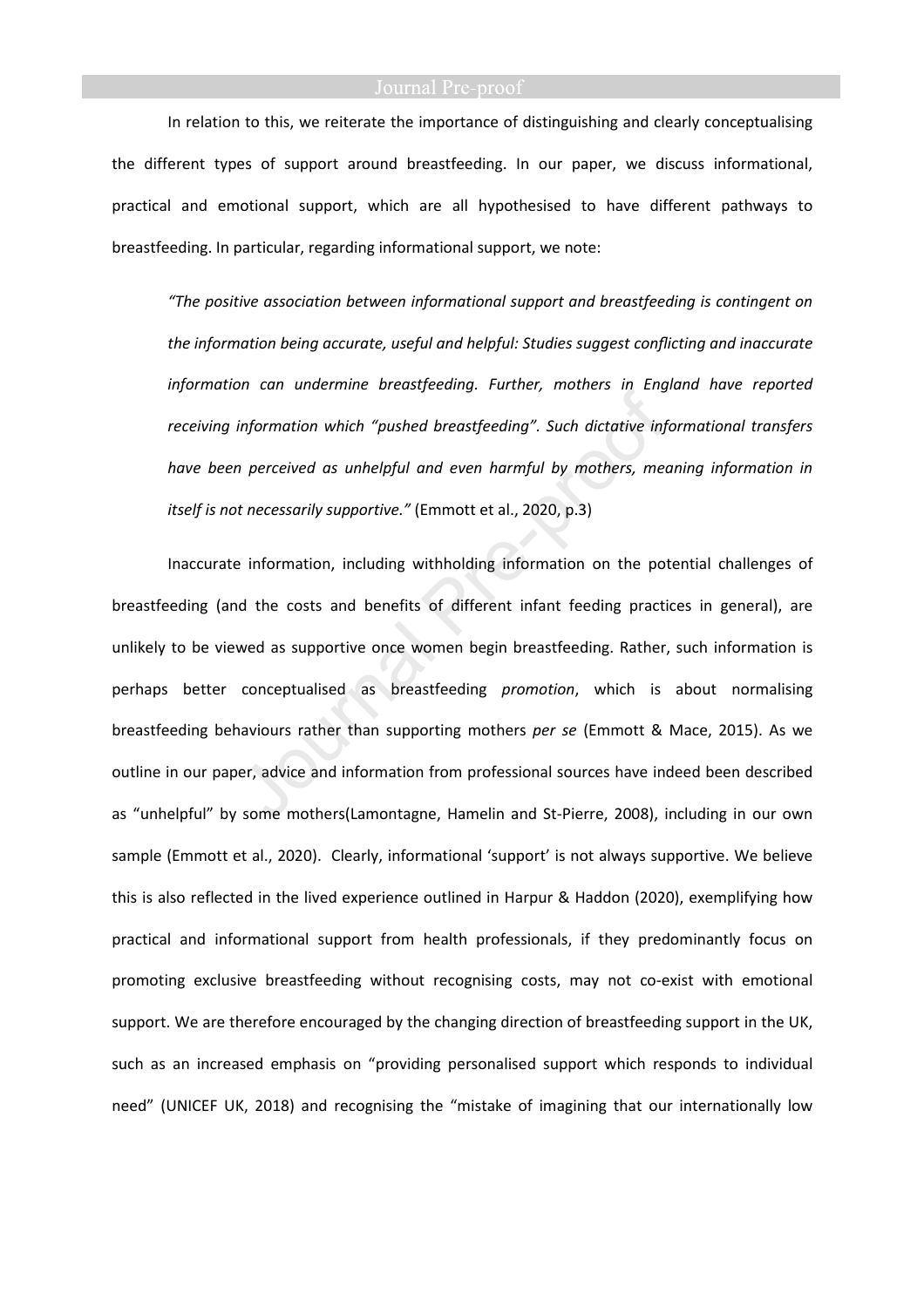In relation to this, we reiterate the importance of distinguishing and clearly conceptualising the different types of support around breastfeeding. In our paper, we discuss informational, practical and emotional support, which are all hypothesised to have different pathways to breastfeeding. In particular, regarding informational support, we note:

> *"The positive association between informational support and breastfeeding is contingent on the information being accurate, useful and helpful: Studies suggest conflicting and inaccurate information can undermine breastfeeding. Further, mothers in England have reported receiving information which "pushed breastfeeding". Such dictative informational transfers have been perceived as unhelpful and even harmful by mothers, meaning information in itself is not necessarily supportive."* (Emmott et al., 2020, p.3)

Inaccurate information, including withholding information on the potential challenges of breastfeeding (and the costs and benefits of different infant feeding practices in general), are unlikely to be viewed as supportive once women begin breastfeeding. Rather, such information is perhaps better conceptualised as breastfeeding *promotion*, which is about normalising breastfeeding behaviours rather than supporting mothers *per se* (Emmott & Mace, 2015). As we outline in our paper, advice and information from professional sources have indeed been described as "unhelpful" by some mothers(Lamontagne, Hamelin and St-Pierre, 2008), including in our own sample (Emmott et al., 2020). Clearly, informational 'support' is not always supportive. We believe this is also reflected in the lived experience outlined in Harpur & Haddon (2020), exemplifying how practical and informational support from health professionals, if they predominantly focus on promoting exclusive breastfeeding without recognising costs, may not co-exist with emotional support. We are therefore encouraged by the changing direction of breastfeeding support in the UK, such as an increased emphasis on "providing personalised support which responds to individual need" (UNICEF UK, 2018) and recognising the "mistake of imagining that our internationally low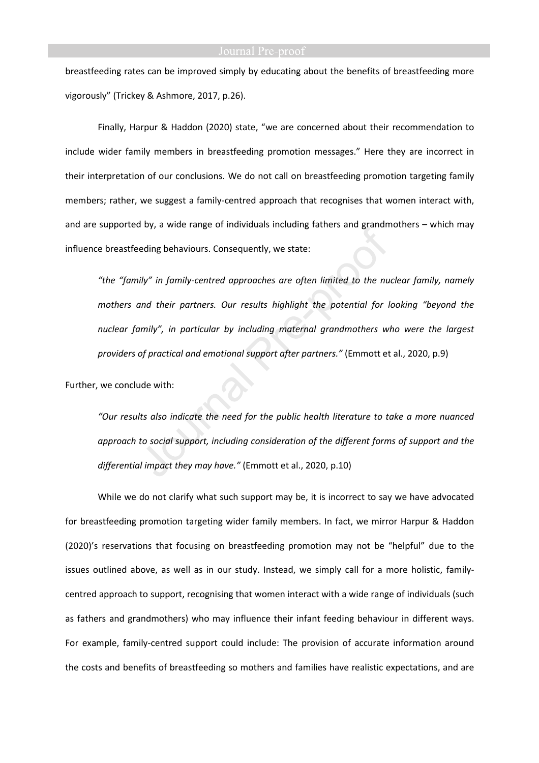breastfeeding rates can be improved simply by educating about the benefits of breastfeeding more vigorously" (Trickey & Ashmore, 2017, p.26).

Finally, Harpur & Haddon (2020) state, "we are concerned about their recommendation to include wider family members in breastfeeding promotion messages." Here they are incorrect in their interpretation of our conclusions. We do not call on breastfeeding promotion targeting family members; rather, we suggest a family-centred approach that recognises that women interact with, and are supported by, a wide range of individuals including fathers and grandmothers – which may influence breastfeeding behaviours. Consequently, we state:

> *"the "family" in family-centred approaches are often limited to the nuclear family, namely mothers and their partners. Our results highlight the potential for looking "beyond the nuclear family", in particular by including maternal grandmothers who were the largest providers of practical and emotional support after partners."* (Emmott et al., 2020, p.9)

Further, we conclude with:

> *"Our results also indicate the need for the public health literature to take a more nuanced approach to social support, including consideration of the different forms of support and the differential impact they may have."* (Emmott et al., 2020, p.10)

While we do not clarify what such support may be, it is incorrect to say we have advocated for breastfeeding promotion targeting wider family members. In fact, we mirror Harpur & Haddon (2020)'s reservations that focusing on breastfeeding promotion may not be "helpful" due to the issues outlined above, as well as in our study. Instead, we simply call for a more holistic, family-centred approach to support, recognising that women interact with a wide range of individuals (such as fathers and grandmothers) who may influence their infant feeding behaviour in different ways. For example, family-centred support could include: The provision of accurate information around the costs and benefits of breastfeeding so mothers and families have realistic expectations, and are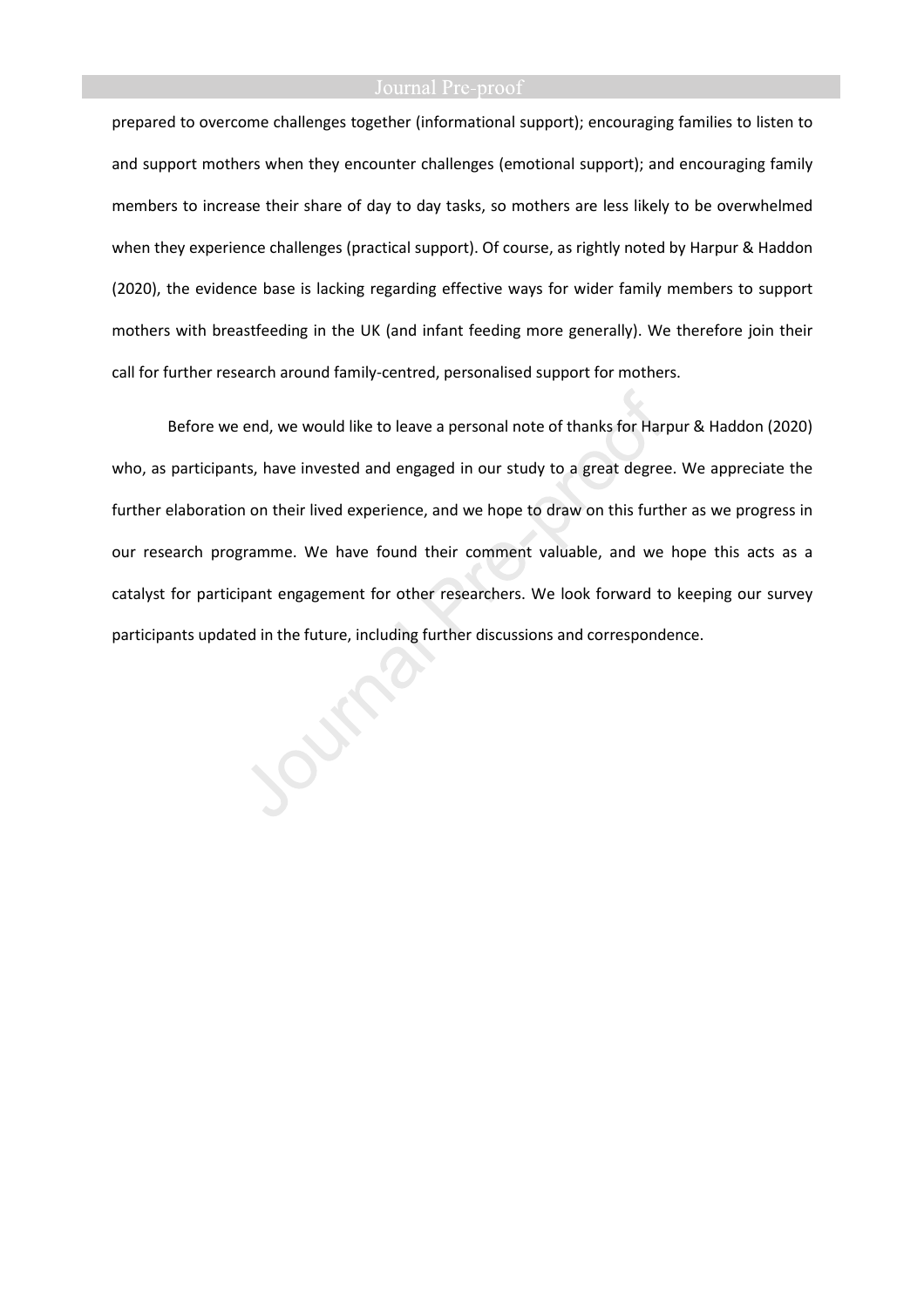prepared to overcome challenges together (informational support); encouraging families to listen to and support mothers when they encounter challenges (emotional support); and encouraging family members to increase their share of day to day tasks, so mothers are less likely to be overwhelmed when they experience challenges (practical support). Of course, as rightly noted by Harpur & Haddon (2020), the evidence base is lacking regarding effective ways for wider family members to support mothers with breastfeeding in the UK (and infant feeding more generally). We therefore join their call for further research around family-centred, personalised support for mothers.

Before we end, we would like to leave a personal note of thanks for Harpur & Haddon (2020) who, as participants, have invested and engaged in our study to a great degree. We appreciate the further elaboration on their lived experience, and we hope to draw on this further as we progress in our research programme. We have found their comment valuable, and we hope this acts as a catalyst for participant engagement for other researchers. We look forward to keeping our survey participants updated in the future, including further discussions and correspondence.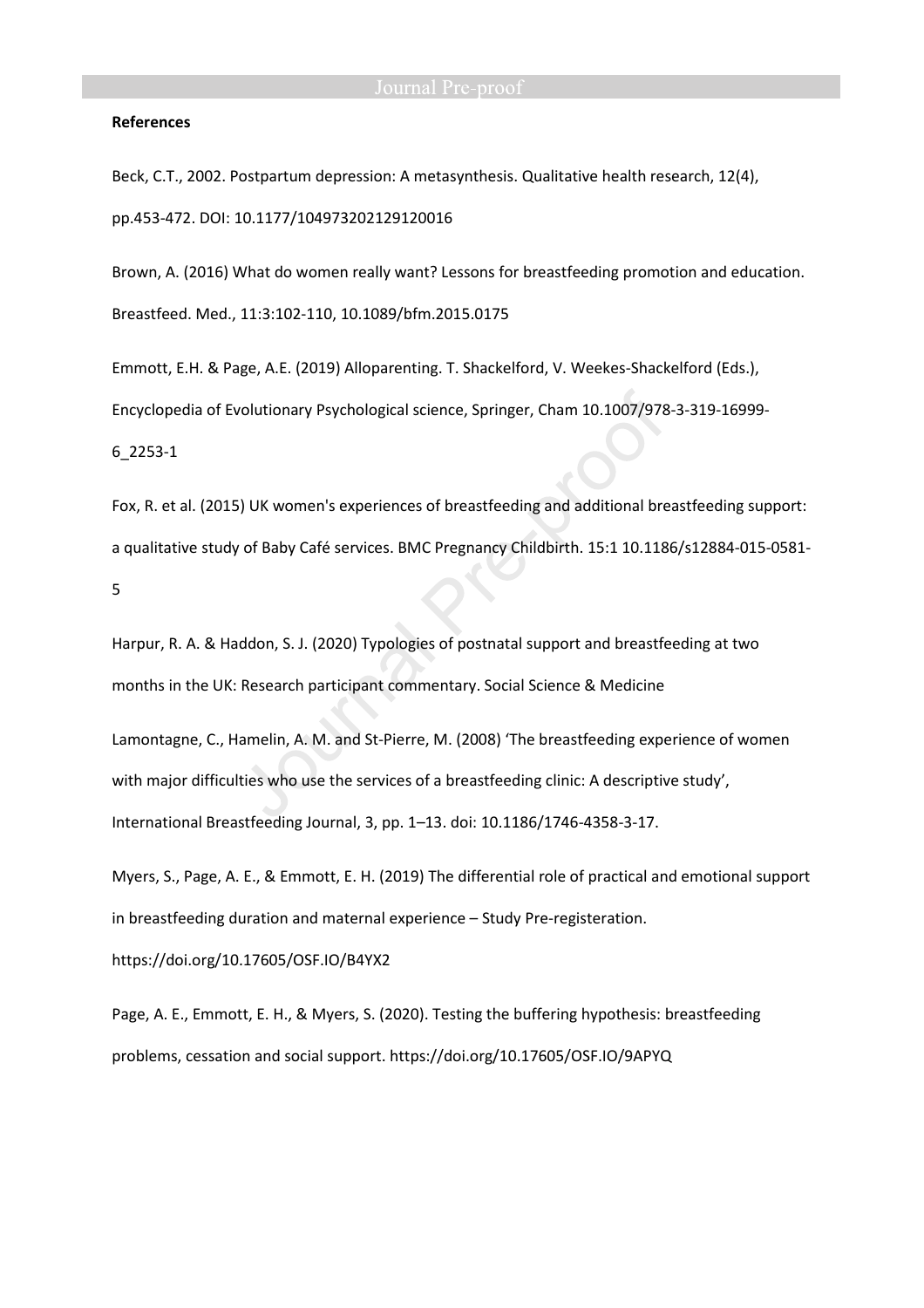**References**

Beck, C.T., 2002. Postpartum depression: A metasynthesis. Qualitative health research, 12(4), pp.453-472. DOI: 10.1177/104973202129120016

Brown, A. (2016) What do women really want? Lessons for breastfeeding promotion and education. Breastfeed. Med., 11:3:102-110, 10.1089/bfm.2015.0175

Emmott, E.H. & Page, A.E. (2019) Alloparenting. T. Shackelford, V. Weekes-Shackelford (Eds.), Encyclopedia of Evolutionary Psychological science, Springer, Cham 10.1007/978-3-319-16999-6_2253-1

Fox, R. et al. (2015) UK women's experiences of breastfeeding and additional breastfeeding support: a qualitative study of Baby Café services. BMC Pregnancy Childbirth. 15:1 10.1186/s12884-015-0581-5

Harpur, R. A. & Haddon, S. J. (2020) Typologies of postnatal support and breastfeeding at two months in the UK: Research participant commentary. Social Science & Medicine

Lamontagne, C., Hamelin, A. M. and St-Pierre, M. (2008) 'The breastfeeding experience of women with major difficulties who use the services of a breastfeeding clinic: A descriptive study', International Breastfeeding Journal, 3, pp. 1–13. doi: 10.1186/1746-4358-3-17.

Myers, S., Page, A. E., & Emmott, E. H. (2019) The differential role of practical and emotional support in breastfeeding duration and maternal experience – Study Pre-registeration. https://doi.org/10.17605/OSF.IO/B4YX2

Page, A. E., Emmott, E. H., & Myers, S. (2020). Testing the buffering hypothesis: breastfeeding problems, cessation and social support. https://doi.org/10.17605/OSF.IO/9APYQ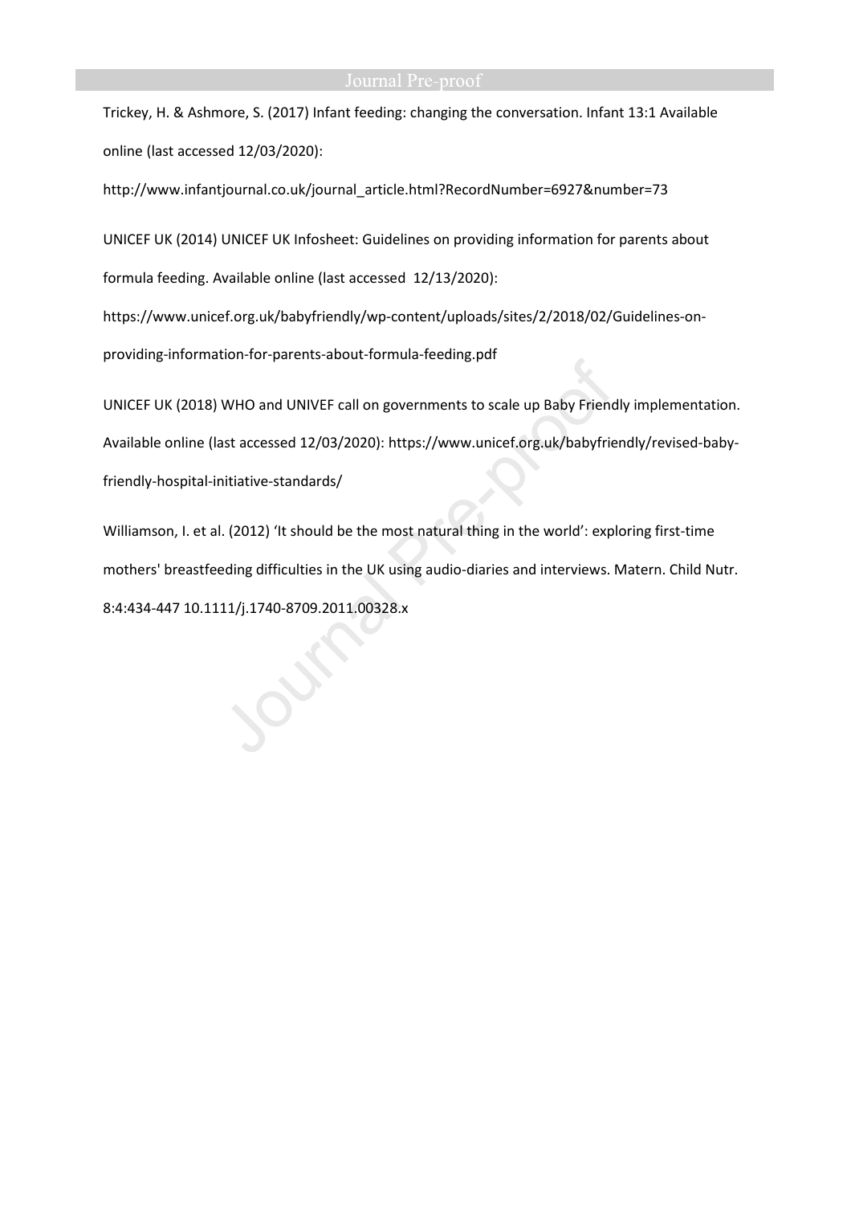Trickey, H. & Ashmore, S. (2017) Infant feeding: changing the conversation. Infant 13:1 Available online (last accessed 12/03/2020): http://www.infantjournal.co.uk/journal_article.html?RecordNumber=6927&number=73

UNICEF UK (2014) UNICEF UK Infosheet: Guidelines on providing information for parents about formula feeding. Available online (last accessed 12/13/2020): https://www.unicef.org.uk/babyfriendly/wp-content/uploads/sites/2/2018/02/Guidelines-on-providing-information-for-parents-about-formula-feeding.pdf

UNICEF UK (2018) WHO and UNIVEF call on governments to scale up Baby Friendly implementation. Available online (last accessed 12/03/2020): https://www.unicef.org.uk/babyfriendly/revised-baby-friendly-hospital-initiative-standards/

Williamson, I. et al. (2012) 'It should be the most natural thing in the world': exploring first-time mothers' breastfeeding difficulties in the UK using audio-diaries and interviews. Matern. Child Nutr. 8:4:434-447 10.1111/j.1740-8709.2011.00328.x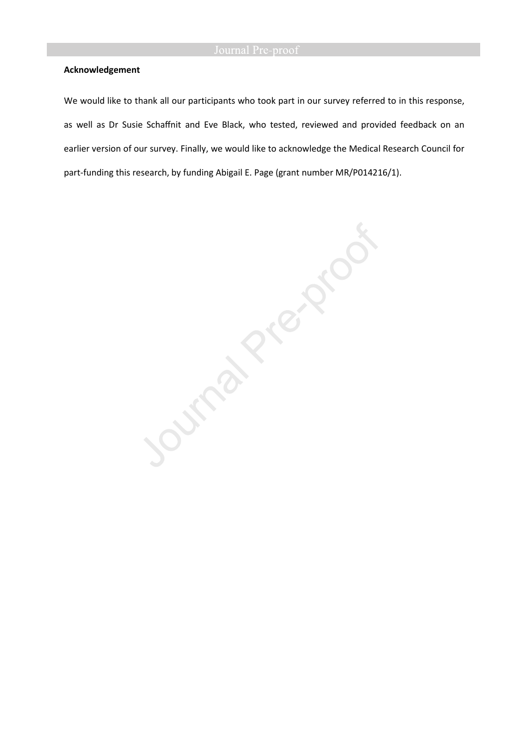**Acknowledgement**

We would like to thank all our participants who took part in our survey referred to in this response, as well as Dr Susie Schaffnit and Eve Black, who tested, reviewed and provided feedback on an earlier version of our survey. Finally, we would like to acknowledge the Medical Research Council for part-funding this research, by funding Abigail E. Page (grant number MR/P014216/1).